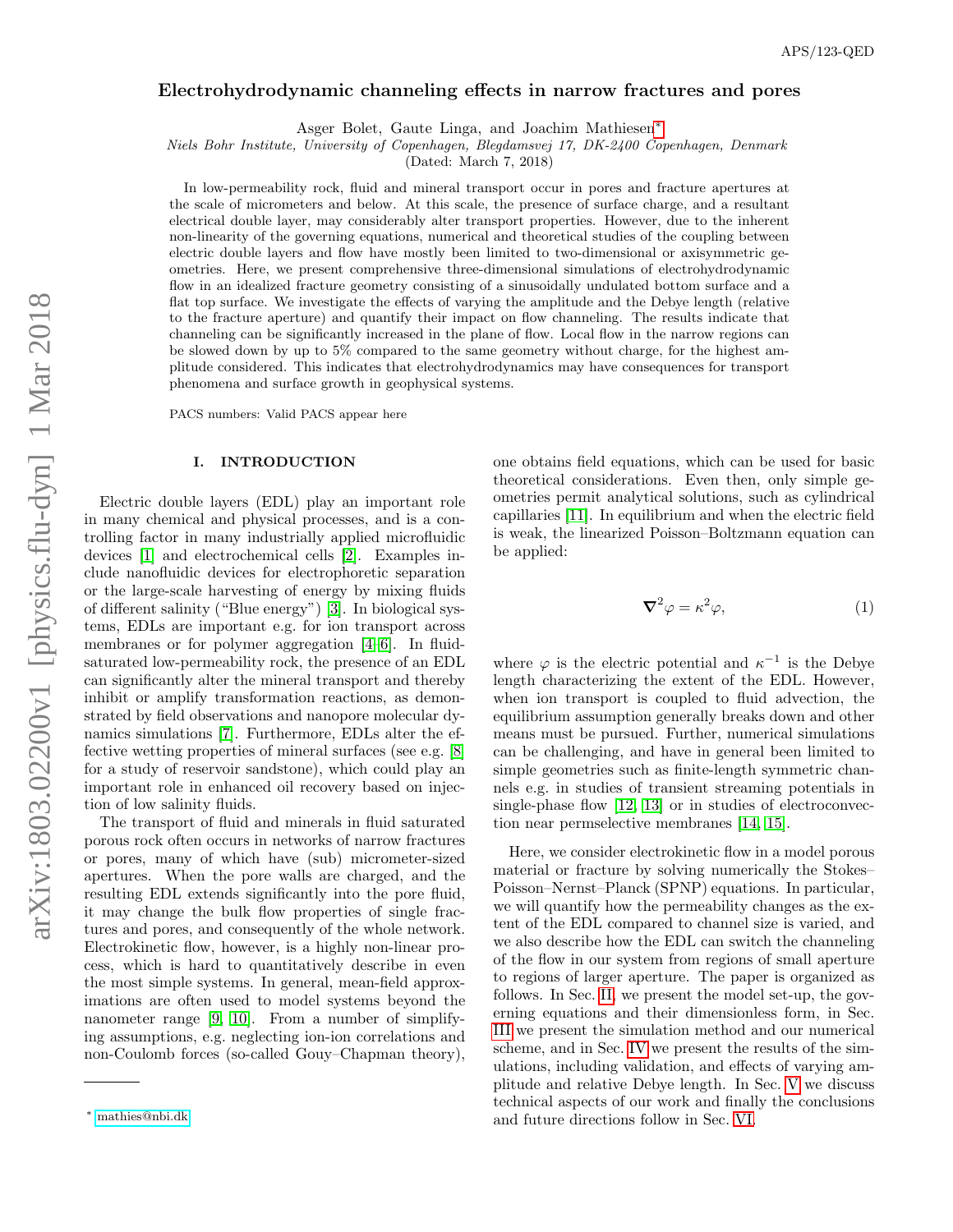# Electrohydrodynamic channeling effects in narrow fractures and pores

Asger Bolet, Gaute Linga, and Joachim Mathiesen*

*Niels Bohr Institute, University of Copenhagen, Blegdamsvej 17, DK-2400 Copenhagen, Denmark*

(Dated: March 7, 2018)

In low-permeability rock, fluid and mineral transport occur in pores and fracture apertures at the scale of micrometers and below. At this scale, the presence of surface charge, and a resultant electrical double layer, may considerably alter transport properties. However, due to the inherent non-linearity of the governing equations, numerical and theoretical studies of the coupling between electric double layers and flow have mostly been limited to two-dimensional or axisymmetric geometries. Here, we present comprehensive three-dimensional simulations of electrohydrodynamic flow in an idealized fracture geometry consisting of a sinusoidally undulated bottom surface and a flat top surface. We investigate the effects of varying the amplitude and the Debye length (relative to the fracture aperture) and quantify their impact on flow channeling. The results indicate that channeling can be significantly increased in the plane of flow. Local flow in the narrow regions can be slowed down by up to 5% compared to the same geometry without charge, for the highest amplitude considered. This indicates that electrohydrodynamics may have consequences for transport phenomena and surface growth in geophysical systems.

PACS numbers: Valid PACS appear here

## I. INTRODUCTION

Electric double layers (EDL) play an important role in many chemical and physical processes, and is a controlling factor in many industrially applied microfluidic devices [1] and electrochemical cells [2]. Examples include nanofluidic devices for electrophoretic separation or the large-scale harvesting of energy by mixing fluids of different salinity ("Blue energy") [3]. In biological systems, EDLs are important e.g. for ion transport across membranes or for polymer aggregation [4–6]. In fluid-saturated low-permeability rock, the presence of an EDL can significantly alter the mineral transport and thereby inhibit or amplify transformation reactions, as demonstrated by field observations and nanopore molecular dynamics simulations [7]. Furthermore, EDLs alter the effective wetting properties of mineral surfaces (see e.g. [8] for a study of reservoir sandstone), which could play an important role in enhanced oil recovery based on injection of low salinity fluids.

The transport of fluid and minerals in fluid saturated porous rock often occurs in networks of narrow fractures or pores, many of which have (sub) micrometer-sized apertures. When the pore walls are charged, and the resulting EDL extends significantly into the pore fluid, it may change the bulk flow properties of single fractures and pores, and consequently of the whole network. Electrokinetic flow, however, is a highly non-linear process, which is hard to quantitatively describe in even the most simple systems. In general, mean-field approximations are often used to model systems beyond the nanometer range [9, 10]. From a number of simplifying assumptions, e.g. neglecting ion-ion correlations and non-Coulomb forces (so-called Gouy–Chapman theory), one obtains field equations, which can be used for basic theoretical considerations. Even then, only simple geometries permit analytical solutions, such as cylindrical capillaries [11]. In equilibrium and when the electric field is weak, the linearized Poisson–Boltzmann equation can be applied:

$$\nabla^2 \varphi = \kappa^2 \varphi, \tag{1}$$

where $\varphi$ is the electric potential and $\kappa^{-1}$ is the Debye length characterizing the extent of the EDL. However, when ion transport is coupled to fluid advection, the equilibrium assumption generally breaks down and other means must be pursued. Further, numerical simulations can be challenging, and have in general been limited to simple geometries such as finite-length symmetric channels e.g. in studies of transient streaming potentials in single-phase flow [12, 13] or in studies of electroconvection near permselective membranes [14, 15].

Here, we consider electrokinetic flow in a model porous material or fracture by solving numerically the Stokes–Poisson–Nernst–Planck (SPNP) equations. In particular, we will quantify how the permeability changes as the extent of the EDL compared to channel size is varied, and we also describe how the EDL can switch the channeling of the flow in our system from regions of small aperture to regions of larger aperture. The paper is organized as follows. In Sec. II, we present the model set-up, the governing equations and their dimensionless form, in Sec. III we present the simulation method and our numerical scheme, and in Sec. IV we present the results of the simulations, including validation, and effects of varying amplitude and relative Debye length. In Sec. V we discuss technical aspects of our work and finally the conclusions and future directions follow in Sec. VI.

* mathies@nbi.dk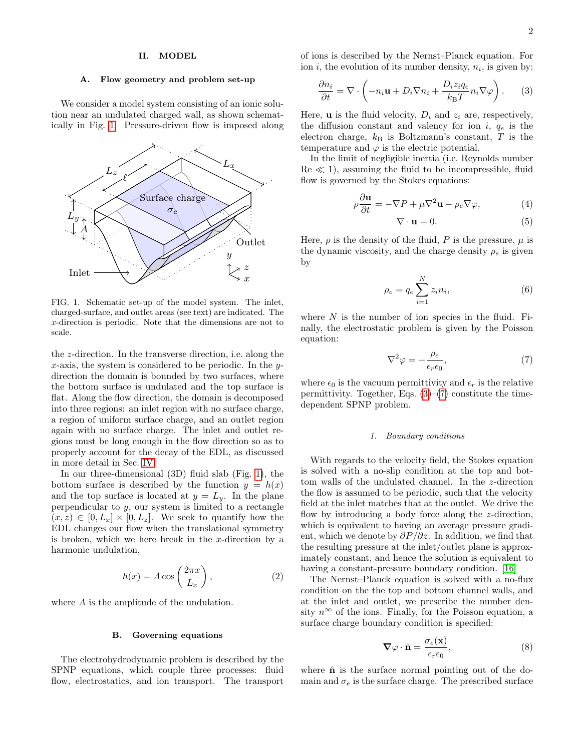## II. MODEL

### A. Flow geometry and problem set-up

We consider a model system consisting of an ionic solution near an undulated charged wall, as shown schematically in Fig. 1. Pressure-driven flow is imposed along the $z$-direction. In the transverse direction, i.e. along the $x$-axis, the system is considered to be periodic. In the $y$-direction the domain is bounded by two surfaces, where the bottom surface is undulated and the top surface is flat. Along the flow direction, the domain is decomposed into three regions: an inlet region with no surface charge, a region of uniform surface charge, and an outlet region again with no surface charge. The inlet and outlet regions must be long enough in the flow direction so as to properly account for the decay of the EDL, as discussed in more detail in Sec. IV.

$L_z$
$\ell$
$L_x$
$L_y$
$A$
Surface charge
$\sigma_e$
Outlet
Inlet
$y$
$z$
$x$

FIG. 1. Schematic set-up of the model system. The inlet, charged-surface, and outlet areas (see text) are indicated. The $x$-direction is periodic. Note that the dimensions are not to scale.

In our three-dimensional (3D) fluid slab (Fig. 1), the bottom surface is described by the function $y = h(x)$ and the top surface is located at $y = L_y$. In the plane perpendicular to $y$, our system is limited to a rectangle $(x, z) \in [0, L_x] \times [0, L_z]$. We seek to quantify how the EDL changes our flow when the translational symmetry is broken, which we here break in the $x$-direction by a harmonic undulation,

$$h(x) = A \cos\left(\frac{2\pi x}{L_x}\right), \tag{2}$$

where $A$ is the amplitude of the undulation.

### B. Governing equations

The electrohydrodynamic problem is described by the SPNP equations, which couple three processes: fluid flow, electrostatics, and ion transport. The transport of ions is described by the Nernst–Planck equation. For ion $i$, the evolution of its number density, $n_i$, is given by:

$$\frac{\partial n_i}{\partial t} = \nabla \cdot \left( -n_i \mathbf{u} + D_i \nabla n_i + \frac{D_i z_i q_e}{k_B T} n_i \nabla \varphi \right). \tag{3}$$

Here, $\mathbf{u}$ is the fluid velocity, $D_i$ and $z_i$ are, respectively, the diffusion constant and valency for ion $i$, $q_e$ is the electron charge, $k_B$ is Boltzmann's constant, $T$ is the temperature and $\varphi$ is the electric potential.

In the limit of negligible inertia (i.e. Reynolds number Re $\ll 1$), assuming the fluid to be incompressible, fluid flow is governed by the Stokes equations:

$$\rho \frac{\partial \mathbf{u}}{\partial t} = -\nabla P + \mu \nabla^2 \mathbf{u} - \rho_e \nabla \varphi, \tag{4}$$

$$\nabla \cdot \mathbf{u} = 0. \tag{5}$$

Here, $\rho$ is the density of the fluid, $P$ is the pressure, $\mu$ is the dynamic viscosity, and the charge density $\rho_e$ is given by

$$\rho_e = q_e \sum_{i=1}^{N} z_i n_i, \tag{6}$$

where $N$ is the number of ion species in the fluid. Finally, the electrostatic problem is given by the Poisson equation:

$$\nabla^2 \varphi = -\frac{\rho_e}{\epsilon_r \epsilon_0}, \tag{7}$$

where $\epsilon_0$ is the vacuum permittivity and $\epsilon_r$ is the relative permittivity. Together, Eqs. (3)–(7) constitute the time-dependent SPNP problem.

#### 1. Boundary conditions

With regards to the velocity field, the Stokes equation is solved with a no-slip condition at the top and bottom walls of the undulated channel. In the $z$-direction the flow is assumed to be periodic, such that the velocity field at the inlet matches that at the outlet. We drive the flow by introducing a body force along the $z$-direction, which is equivalent to having an average pressure gradient, which we denote by $\partial P / \partial z$. In addition, we find that the resulting pressure at the inlet/outlet plane is approximately constant, and hence the solution is equivalent to having a constant-pressure boundary condition. [16]

The Nernst–Planck equation is solved with a no-flux condition on the the top and bottom channel walls, and at the inlet and outlet, we prescribe the number density $n^\infty$ of the ions. Finally, for the Poisson equation, a surface charge boundary condition is specified:

$$\boldsymbol{\nabla} \varphi \cdot \hat{\mathbf{n}} = \frac{\sigma_e(\mathbf{x})}{\epsilon_r \epsilon_0}, \tag{8}$$

where $\hat{\mathbf{n}}$ is the surface normal pointing out of the domain and $\sigma_e$ is the surface charge. The prescribed surface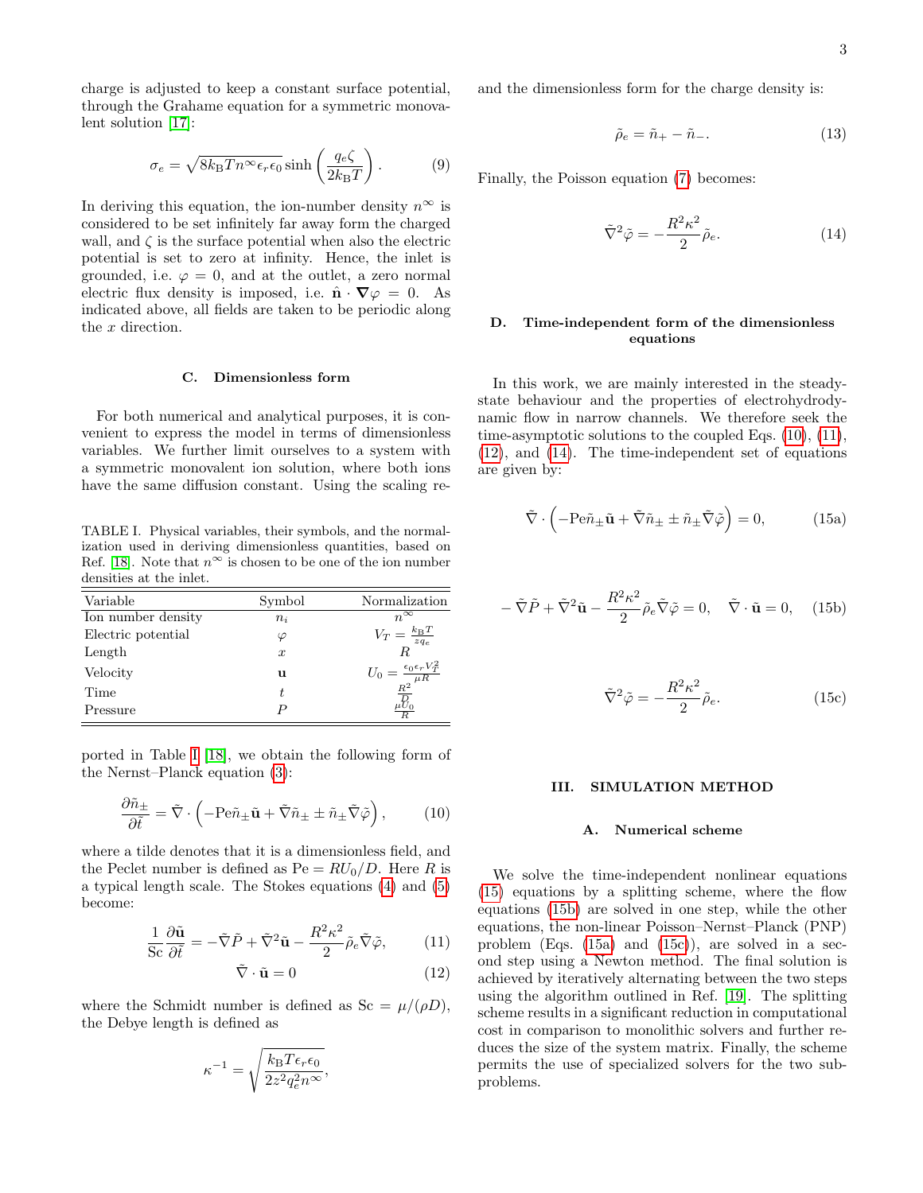charge is adjusted to keep a constant surface potential, through the Grahame equation for a symmetric monovalent solution [17]:

$$\sigma_e = \sqrt{8k_{\mathrm{B}}Tn^{\infty}\epsilon_r\epsilon_0}\sinh\left(\frac{q_e\zeta}{2k_{\mathrm{B}}T}\right). \tag{9}$$

In deriving this equation, the ion-number density $n^{\infty}$ is considered to be set infinitely far away form the charged wall, and $\zeta$ is the surface potential when also the electric potential is set to zero at infinity. Hence, the inlet is grounded, i.e. $\varphi = 0$, and at the outlet, a zero normal electric flux density is imposed, i.e. $\hat{\mathbf{n}}\cdot\boldsymbol{\nabla}\varphi = 0$. As indicated above, all fields are taken to be periodic along the $x$ direction.

### C. Dimensionless form

For both numerical and analytical purposes, it is convenient to express the model in terms of dimensionless variables. We further limit ourselves to a system with a symmetric monovalent ion solution, where both ions have the same diffusion constant. Using the scaling reported in Table I [18], we obtain the following form of the Nernst–Planck equation (3):

TABLE I. Physical variables, their symbols, and the normalization used in deriving dimensionless quantities, based on Ref. [18]. Note that $n^{\infty}$ is chosen to be one of the ion number densities at the inlet.

| Variable | Symbol | Normalization |
|---|---|---|
| Ion number density | $n_i$ | $n^{\infty}$ |
| Electric potential | $\varphi$ | $V_T = \frac{k_{\mathrm{B}}T}{zq_e}$ |
| Length | $x$ | $R$ |
| Velocity | $\mathbf{u}$ | $U_0 = \frac{\epsilon_0\epsilon_r V_T^2}{\mu R}$ |
| Time | $t$ | $\frac{R^2}{D}$ |
| Pressure | $P$ | $\frac{\mu U_0}{R}$ |

$$\frac{\partial\tilde{n}_{\pm}}{\partial\tilde{t}} = \tilde{\nabla}\cdot\left(-\mathrm{Pe}\tilde{n}_{\pm}\tilde{\mathbf{u}} + \tilde{\nabla}\tilde{n}_{\pm} \pm \tilde{n}_{\pm}\tilde{\nabla}\tilde{\varphi}\right), \tag{10}$$

where a tilde denotes that it is a dimensionless field, and the Peclet number is defined as $\mathrm{Pe} = RU_0/D$. Here $R$ is a typical length scale. The Stokes equations (4) and (5) become:

$$\frac{1}{\mathrm{Sc}}\frac{\partial\tilde{\mathbf{u}}}{\partial\tilde{t}} = -\tilde{\nabla}\tilde{P} + \tilde{\nabla}^2\tilde{\mathbf{u}} - \frac{R^2\kappa^2}{2}\tilde{\rho}_e\tilde{\nabla}\tilde{\varphi}, \tag{11}$$

$$\tilde{\nabla}\cdot\tilde{\mathbf{u}} = 0 \tag{12}$$

where the Schmidt number is defined as $\mathrm{Sc} = \mu/(\rho D)$, the Debye length is defined as

$$\kappa^{-1} = \sqrt{\frac{k_{\mathrm{B}}T\epsilon_r\epsilon_0}{2z^2q_e^2n^{\infty}}},$$

and the dimensionless form for the charge density is:

$$\tilde{\rho}_e = \tilde{n}_+ - \tilde{n}_-. \tag{13}$$

Finally, the Poisson equation (7) becomes:

$$\tilde{\nabla}^2\tilde{\varphi} = -\frac{R^2\kappa^2}{2}\tilde{\rho}_e. \tag{14}$$

### D. Time-independent form of the dimensionless equations

In this work, we are mainly interested in the steady-state behaviour and the properties of electrohydrodynamic flow in narrow channels. We therefore seek the time-asymptotic solutions to the coupled Eqs. (10), (11), (12), and (14). The time-independent set of equations are given by:

$$\tilde{\nabla}\cdot\left(-\mathrm{Pe}\tilde{n}_{\pm}\tilde{\mathbf{u}} + \tilde{\nabla}\tilde{n}_{\pm} \pm \tilde{n}_{\pm}\tilde{\nabla}\tilde{\varphi}\right) = 0, \tag{15a}$$

$$-\tilde{\nabla}\tilde{P} + \tilde{\nabla}^2\tilde{\mathbf{u}} - \frac{R^2\kappa^2}{2}\tilde{\rho}_e\tilde{\nabla}\tilde{\varphi} = 0, \quad \tilde{\nabla}\cdot\tilde{\mathbf{u}} = 0, \tag{15b}$$

$$\tilde{\nabla}^2\tilde{\varphi} = -\frac{R^2\kappa^2}{2}\tilde{\rho}_e. \tag{15c}$$

## III. SIMULATION METHOD

### A. Numerical scheme

We solve the time-independent nonlinear equations (15) equations by a splitting scheme, where the flow equations (15b) are solved in one step, while the other equations, the non-linear Poisson–Nernst–Planck (PNP) problem (Eqs. (15a) and (15c)), are solved in a second step using a Newton method. The final solution is achieved by iteratively alternating between the two steps using the algorithm outlined in Ref. [19]. The splitting scheme results in a significant reduction in computational cost in comparison to monolithic solvers and further reduces the size of the system matrix. Finally, the scheme permits the use of specialized solvers for the two subproblems.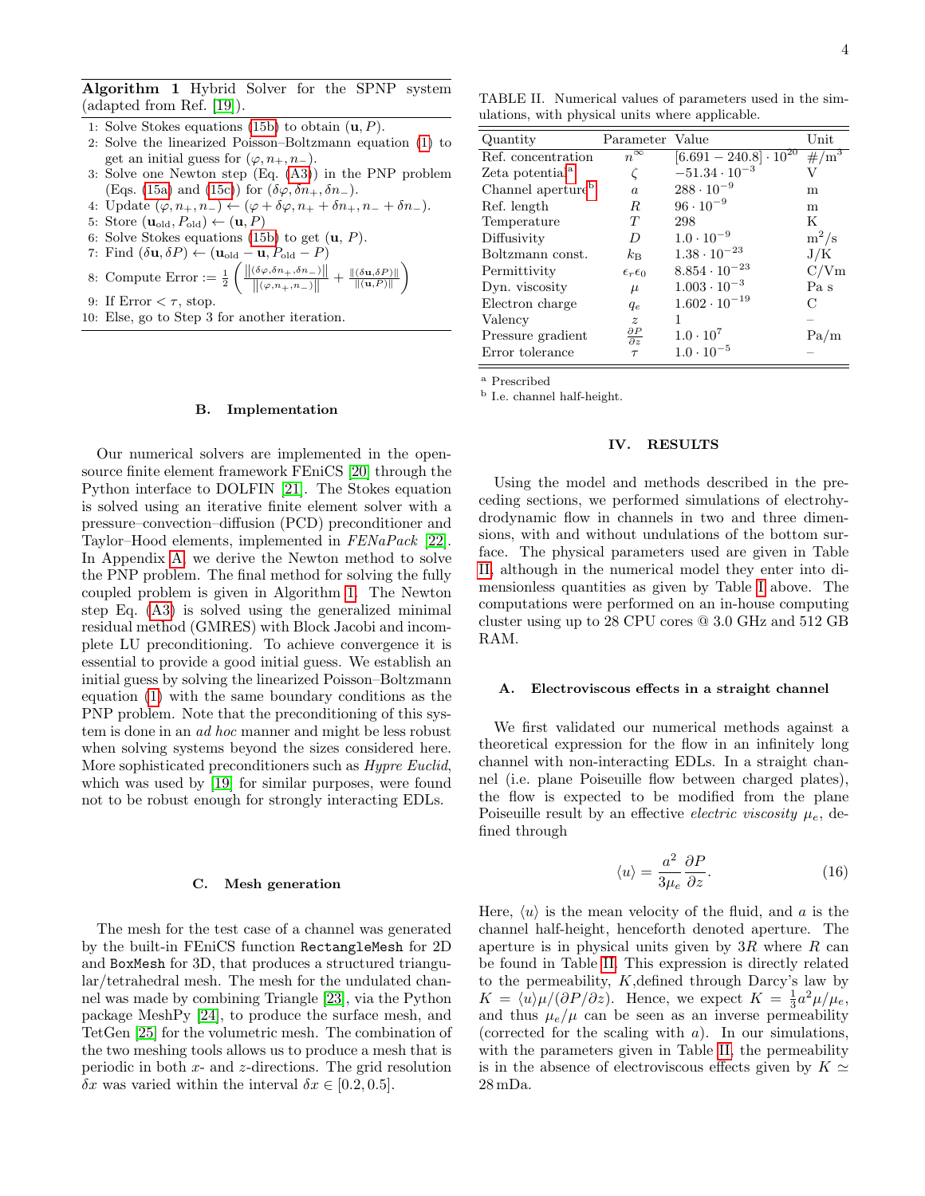**Algorithm 1** Hybrid Solver for the SPNP system (adapted from Ref. [19]).

1: Solve Stokes equations (15b) to obtain $(\mathbf{u}, P)$.
2: Solve the linearized Poisson–Boltzmann equation (1) to get an initial guess for $(\varphi, n_+, n_-)$.
3: Solve one Newton step (Eq. (A3)) in the PNP problem (Eqs. (15a) and (15c)) for $(\delta\varphi, \delta n_+, \delta n_-)$.
4: Update $(\varphi, n_+, n_-) \leftarrow (\varphi + \delta\varphi, n_+ + \delta n_+, n_- + \delta n_-)$.
5: Store $(\mathbf{u}_{\mathrm{old}}, P_{\mathrm{old}}) \leftarrow (\mathbf{u}, P)$
6: Solve Stokes equations (15b) to get $(\mathbf{u}, P)$.
7: Find $(\delta\mathbf{u}, \delta P) \leftarrow (\mathbf{u}_{\mathrm{old}} - \mathbf{u}, P_{\mathrm{old}} - P)$
8: Compute Error $:= \frac{1}{2}\left(\frac{\|(\delta\varphi, \delta n_+, \delta n_-)\|}{\|(\varphi, n_+, n_-)\|} + \frac{\|(\delta\mathbf{u}, \delta P)\|}{\|(\mathbf{u}, P)\|}\right)$
9: If Error $< \tau$, stop.
10: Else, go to Step 3 for another iteration.

### B. Implementation

Our numerical solvers are implemented in the open-source finite element framework FEniCS [20] through the Python interface to DOLFIN [21]. The Stokes equation is solved using an iterative finite element solver with a pressure–convection–diffusion (PCD) preconditioner and Taylor–Hood elements, implemented in *FENaPack* [22]. In Appendix A, we derive the Newton method to solve the PNP problem. The final method for solving the fully coupled problem is given in Algorithm 1. The Newton step Eq. (A3) is solved using the generalized minimal residual method (GMRES) with Block Jacobi and incomplete LU preconditioning. To achieve convergence it is essential to provide a good initial guess. We establish an initial guess by solving the linearized Poisson–Boltzmann equation (1) with the same boundary conditions as the PNP problem. Note that the preconditioning of this system is done in an *ad hoc* manner and might be less robust when solving systems beyond the sizes considered here. More sophisticated preconditioners such as *Hypre Euclid*, which was used by [19] for similar purposes, were found not to be robust enough for strongly interacting EDLs.

### C. Mesh generation

The mesh for the test case of a channel was generated by the built-in FEniCS function `RectangleMesh` for 2D and `BoxMesh` for 3D, that produces a structured triangular/tetrahedral mesh. The mesh for the undulated channel was made by combining Triangle [23], via the Python package MeshPy [24], to produce the surface mesh, and TetGen [25] for the volumetric mesh. The combination of the two meshing tools allows us to produce a mesh that is periodic in both $x$- and $z$-directions. The grid resolution $\delta x$ was varied within the interval $\delta x \in [0.2, 0.5]$.

TABLE II. Numerical values of parameters used in the simulations, with physical units where applicable.

| Quantity | Parameter | Value | Unit |
|---|---|---|---|
| Ref. concentration | $n^\infty$ | $[6.691 - 240.8] \cdot 10^{20}$ | $\#/\mathrm{m}^3$ |
| Zeta potential[a] | $\zeta$ | $-51.34 \cdot 10^{-3}$ | V |
| Channel aperture[b] | $a$ | $288 \cdot 10^{-9}$ | m |
| Ref. length | $R$ | $96 \cdot 10^{-9}$ | m |
| Temperature | $T$ | 298 | K |
| Diffusivity | $D$ | $1.0 \cdot 10^{-9}$ | $\mathrm{m}^2/\mathrm{s}$ |
| Boltzmann const. | $k_\mathrm{B}$ | $1.38 \cdot 10^{-23}$ | J/K |
| Permittivity | $\epsilon_r \epsilon_0$ | $8.854 \cdot 10^{-23}$ | C/Vm |
| Dyn. viscosity | $\mu$ | $1.003 \cdot 10^{-3}$ | Pa s |
| Electron charge | $q_e$ | $1.602 \cdot 10^{-19}$ | C |
| Valency | $z$ | 1 | – |
| Pressure gradient | $\frac{\partial P}{\partial z}$ | $1.0 \cdot 10^{7}$ | Pa/m |
| Error tolerance | $\tau$ | $1.0 \cdot 10^{-5}$ | – |

[a] Prescribed
[b] I.e. channel half-height.

## IV. RESULTS

Using the model and methods described in the preceding sections, we performed simulations of electrohydrodynamic flow in channels in two and three dimensions, with and without undulations of the bottom surface. The physical parameters used are given in Table II, although in the numerical model they enter into dimensionless quantities as given by Table I above. The computations were performed on an in-house computing cluster using up to 28 CPU cores @ 3.0 GHz and 512 GB RAM.

### A. Electroviscous effects in a straight channel

We first validated our numerical methods against a theoretical expression for the flow in an infinitely long channel with non-interacting EDLs. In a straight channel (i.e. plane Poiseuille flow between charged plates), the flow is expected to be modified from the plane Poiseuille result by an effective *electric viscosity* $\mu_e$, defined through

$$\langle u \rangle = \frac{a^2}{3\mu_e}\frac{\partial P}{\partial z}. \tag{16}$$

Here, $\langle u \rangle$ is the mean velocity of the fluid, and $a$ is the channel half-height, henceforth denoted aperture. The aperture is in physical units given by $3R$ where $R$ can be found in Table II. This expression is directly related to the permeability, $K$,defined through Darcy's law by $K = \langle u \rangle \mu/(\partial P/\partial z)$. Hence, we expect $K = \frac{1}{3}a^2\mu/\mu_e$, and thus $\mu_e/\mu$ can be seen as an inverse permeability (corrected for the scaling with $a$). In our simulations, with the parameters given in Table II, the permeability is in the absence of electroviscous effects given by $K \simeq 28\,\mathrm{mDa}$.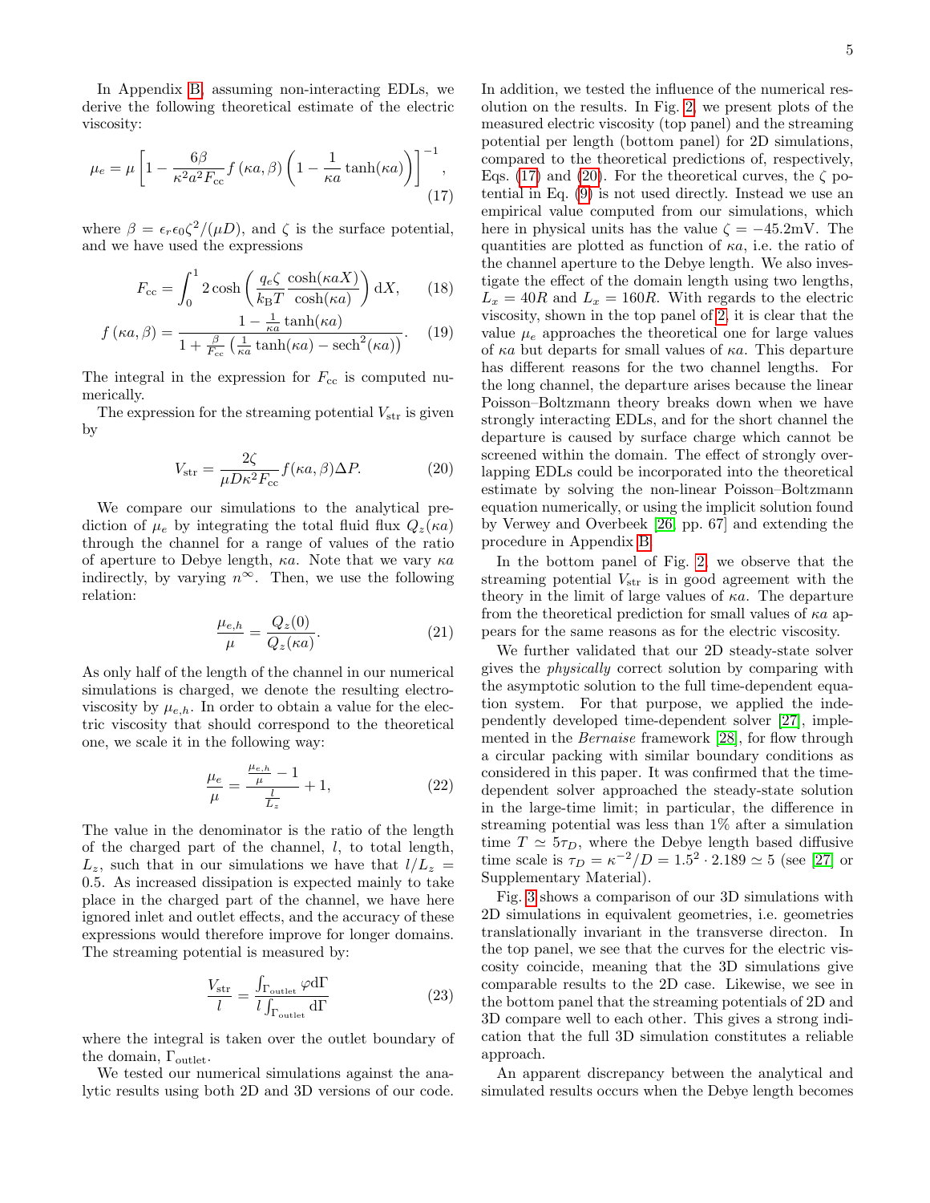In Appendix B, assuming non-interacting EDLs, we derive the following theoretical estimate of the electric viscosity:

$$\mu_e = \mu \left[1 - \frac{6\beta}{\kappa^2 a^2 F_{\rm cc}} f\left(\kappa a, \beta\right) \left(1 - \frac{1}{\kappa a}\tanh(\kappa a)\right)\right]^{-1}, \tag{17}$$

where $\beta = \epsilon_r \epsilon_0 \zeta^2/(\mu D)$, and $\zeta$ is the surface potential, and we have used the expressions

$$F_{\rm cc} = \int_0^1 2\cosh\left(\frac{q_e \zeta}{k_{\rm B}T}\frac{\cosh(\kappa a X)}{\cosh(\kappa a)}\right) {\rm d}X, \tag{18}$$

$$f\left(\kappa a, \beta\right) = \frac{1 - \frac{1}{\kappa a}\tanh(\kappa a)}{1 + \frac{\beta}{F_{\rm cc}}\left(\frac{1}{\kappa a}\tanh(\kappa a) - {\rm sech}^2(\kappa a)\right)}. \tag{19}$$

The integral in the expression for $F_{\rm cc}$ is computed numerically.

The expression for the streaming potential $V_{\rm str}$ is given by

$$V_{\rm str} = \frac{2\zeta}{\mu D \kappa^2 F_{\rm cc}} f(\kappa a, \beta) \Delta P. \tag{20}$$

We compare our simulations to the analytical prediction of $\mu_e$ by integrating the total fluid flux $Q_z(\kappa a)$ through the channel for a range of values of the ratio of aperture to Debye length, $\kappa a$. Note that we vary $\kappa a$ indirectly, by varying $n^\infty$. Then, we use the following relation:

$$\frac{\mu_{e,h}}{\mu} = \frac{Q_z(0)}{Q_z(\kappa a)}. \tag{21}$$

As only half of the length of the channel in our numerical simulations is charged, we denote the resulting electroviscosity by $\mu_{e,h}$. In order to obtain a value for the electric viscosity that should correspond to the theoretical one, we scale it in the following way:

$$\frac{\mu_e}{\mu} = \frac{\frac{\mu_{e,h}}{\mu} - 1}{\frac{l}{L_z}} + 1, \tag{22}$$

The value in the denominator is the ratio of the length of the charged part of the channel, $l$, to total length, $L_z$, such that in our simulations we have that $l/L_z = 0.5$. As increased dissipation is expected mainly to take place in the charged part of the channel, we have here ignored inlet and outlet effects, and the accuracy of these expressions would therefore improve for longer domains. The streaming potential is measured by:

$$\frac{V_{\rm str}}{l} = \frac{\int_{\Gamma_{\rm outlet}} \varphi {\rm d}\Gamma}{l \int_{\Gamma_{\rm outlet}} {\rm d}\Gamma} \tag{23}$$

where the integral is taken over the outlet boundary of the domain, $\Gamma_{\rm outlet}$.

We tested our numerical simulations against the analytic results using both 2D and 3D versions of our code. In addition, we tested the influence of the numerical resolution on the results. In Fig. 2, we present plots of the measured electric viscosity (top panel) and the streaming potential per length (bottom panel) for 2D simulations, compared to the theoretical predictions of, respectively, Eqs. (17) and (20). For the theoretical curves, the $\zeta$ potential in Eq. (9) is not used directly. Instead we use an empirical value computed from our simulations, which here in physical units has the value $\zeta = -45.2$mV. The quantities are plotted as function of $\kappa a$, i.e. the ratio of the channel aperture to the Debye length. We also investigate the effect of the domain length using two lengths, $L_x = 40R$ and $L_x = 160R$. With regards to the electric viscosity, shown in the top panel of 2, it is clear that the value $\mu_e$ approaches the theoretical one for large values of $\kappa a$ but departs for small values of $\kappa a$. This departure has different reasons for the two channel lengths. For the long channel, the departure arises because the linear Poisson–Boltzmann theory breaks down when we have strongly interacting EDLs, and for the short channel the departure is caused by surface charge which cannot be screened within the domain. The effect of strongly overlapping EDLs could be incorporated into the theoretical estimate by solving the non-linear Poisson–Boltzmann equation numerically, or using the implicit solution found by Verwey and Overbeek [26, pp. 67] and extending the procedure in Appendix B.

In the bottom panel of Fig. 2, we observe that the streaming potential $V_{\rm str}$ is in good agreement with the theory in the limit of large values of $\kappa a$. The departure from the theoretical prediction for small values of $\kappa a$ appears for the same reasons as for the electric viscosity.

We further validated that our 2D steady-state solver gives the *physically* correct solution by comparing with the asymptotic solution to the full time-dependent equation system. For that purpose, we applied the independently developed time-dependent solver [27], implemented in the *Bernaise* framework [28], for flow through a circular packing with similar boundary conditions as considered in this paper. It was confirmed that the time-dependent solver approached the steady-state solution in the large-time limit; in particular, the difference in streaming potential was less than 1% after a simulation time $T \simeq 5\tau_D$, where the Debye length based diffusive time scale is $\tau_D = \kappa^{-2}/D = 1.5^2 \cdot 2.189 \simeq 5$ (see [27] or Supplementary Material).

Fig. 3 shows a comparison of our 3D simulations with 2D simulations in equivalent geometries, i.e. geometries translationally invariant in the transverse directon. In the top panel, we see that the curves for the electric viscosity coincide, meaning that the 3D simulations give comparable results to the 2D case. Likewise, we see in the bottom panel that the streaming potentials of 2D and 3D compare well to each other. This gives a strong indication that the full 3D simulation constitutes a reliable approach.

An apparent discrepancy between the analytical and simulated results occurs when the Debye length becomes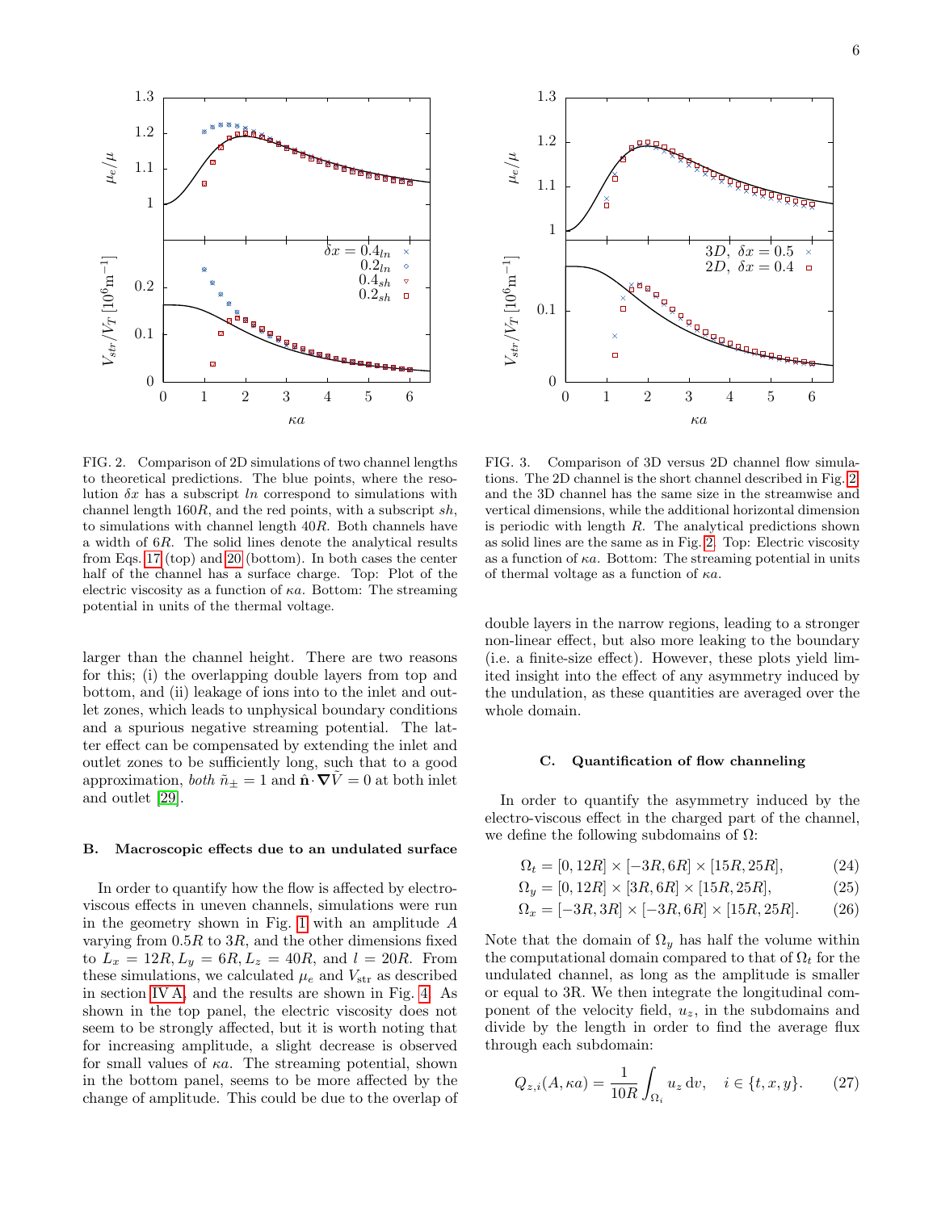FIG. 2. Comparison of 2D simulations of two channel lengths to theoretical predictions. The blue points, where the resolution $\delta x$ has a subscript $ln$ correspond to simulations with channel length $160R$, and the red points, with a subscript $sh$, to simulations with channel length $40R$. Both channels have a width of $6R$. The solid lines denote the analytical results from Eqs. 17 (top) and 20 (bottom). In both cases the center half of the channel has a surface charge. Top: Plot of the electric viscosity as a function of $\kappa a$. Bottom: The streaming potential in units of the thermal voltage.

FIG. 3. Comparison of 3D versus 2D channel flow simulations. The 2D channel is the short channel described in Fig. 2 and the 3D channel has the same size in the streamwise and vertical dimensions, while the additional horizontal dimension is periodic with length $R$. The analytical predictions shown as solid lines are the same as in Fig. 2. Top: Electric viscosity as a function of $\kappa a$. Bottom: The streaming potential in units of thermal voltage as a function of $\kappa a$.

larger than the channel height. There are two reasons for this; (i) the overlapping double layers from top and bottom, and (ii) leakage of ions into to the inlet and outlet zones, which leads to unphysical boundary conditions and a spurious negative streaming potential. The latter effect can be compensated by extending the inlet and outlet zones to be sufficiently long, such that to a good approximation, *both* $\tilde{n}_{\pm} = 1$ and $\hat{\mathbf{n}} \cdot \boldsymbol{\nabla} \tilde{V} = 0$ at both inlet and outlet [29].

### B. Macroscopic effects due to an undulated surface

In order to quantify how the flow is affected by electroviscous effects in uneven channels, simulations were run in the geometry shown in Fig. 1 with an amplitude $A$ varying from $0.5R$ to $3R$, and the other dimensions fixed to $L_x = 12R, L_y = 6R, L_z = 40R$, and $l = 20R$. From these simulations, we calculated $\mu_e$ and $V_{\text{str}}$ as described in section IV A, and the results are shown in Fig. 4. As shown in the top panel, the electric viscosity does not seem to be strongly affected, but it is worth noting that for increasing amplitude, a slight decrease is observed for small values of $\kappa a$. The streaming potential, shown in the bottom panel, seems to be more affected by the change of amplitude. This could be due to the overlap of double layers in the narrow regions, leading to a stronger non-linear effect, but also more leaking to the boundary (i.e. a finite-size effect). However, these plots yield limited insight into the effect of any asymmetry induced by the undulation, as these quantities are averaged over the whole domain.

### C. Quantification of flow channeling

In order to quantify the asymmetry induced by the electro-viscous effect in the charged part of the channel, we define the following subdomains of $\Omega$:

$$\Omega_t = [0, 12R] \times [-3R, 6R] \times [15R, 25R], \tag{24}$$

$$\Omega_y = [0, 12R] \times [3R, 6R] \times [15R, 25R], \tag{25}$$

$$\Omega_x = [-3R, 3R] \times [-3R, 6R] \times [15R, 25R]. \tag{26}$$

Note that the domain of $\Omega_y$ has half the volume within the computational domain compared to that of $\Omega_t$ for the undulated channel, as long as the amplitude is smaller or equal to 3R. We then integrate the longitudinal component of the velocity field, $u_z$, in the subdomains and divide by the length in order to find the average flux through each subdomain:

$$Q_{z,i}(A, \kappa a) = \frac{1}{10R} \int_{\Omega_i} u_z \, \mathrm{d}v, \quad i \in \{t, x, y\}. \tag{27}$$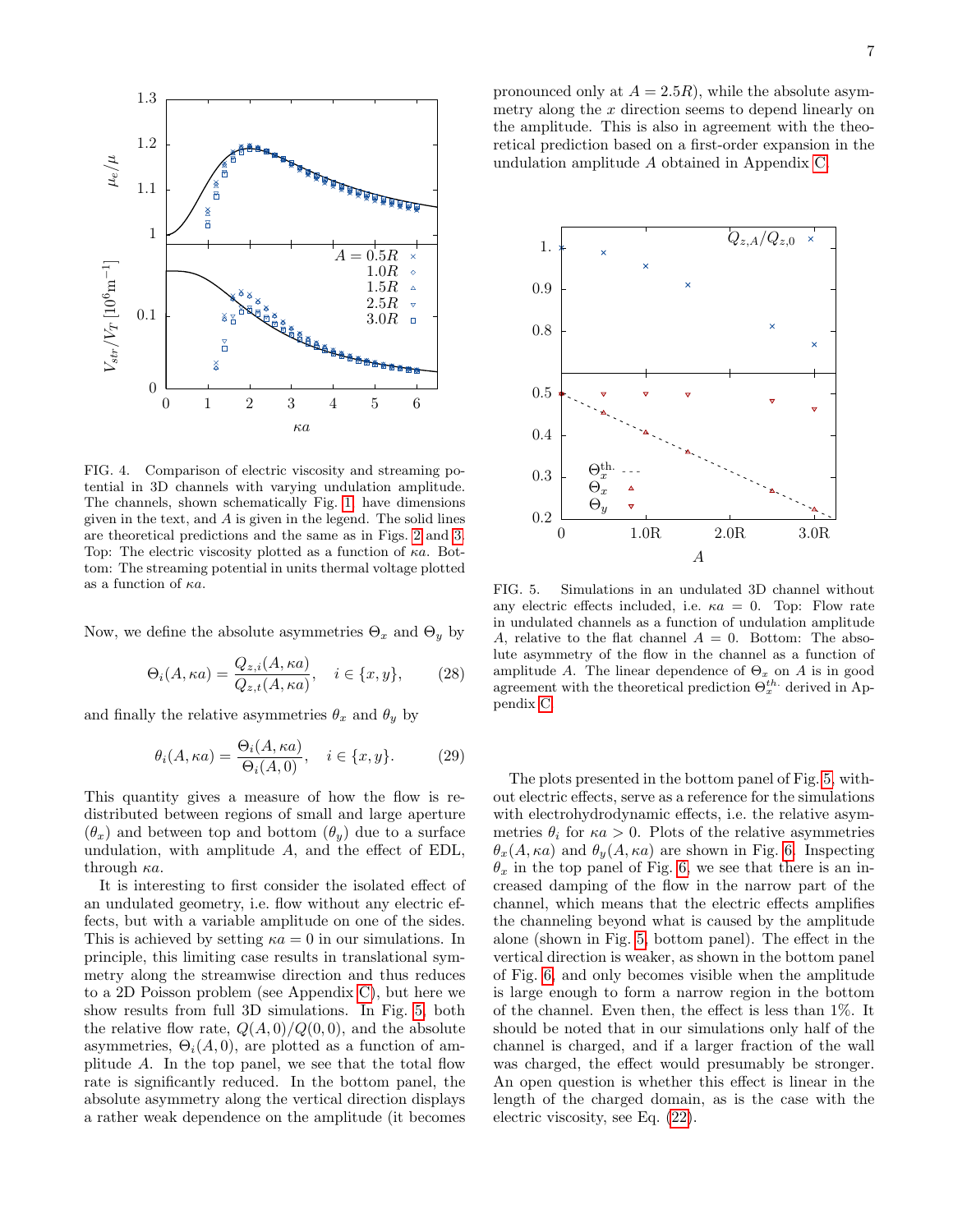1.3

1.2

1.1

1

$\mu_e/\mu$

$V_{str}/V_T\ [10^6 \mathrm{m}^{-1}]$

0.1

0

0 1 2 3 4 5 6

$\kappa a$

$A = 0.5R$

$1.0R$

$1.5R$

$2.5R$

$3.0R$

FIG. 4. Comparison of electric viscosity and streaming potential in 3D channels with varying undulation amplitude. The channels, shown schematically Fig. 1, have dimensions given in the text, and $A$ is given in the legend. The solid lines are theoretical predictions and the same as in Figs. 2 and 3. Top: The electric viscosity plotted as a function of $\kappa a$. Bottom: The streaming potential in units thermal voltage plotted as a function of $\kappa a$.

Now, we define the absolute asymmetries $\Theta_x$ and $\Theta_y$ by

$$\Theta_i(A, \kappa a) = \frac{Q_{z,i}(A, \kappa a)}{Q_{z,t}(A, \kappa a)}, \quad i \in \{x, y\}, \tag{28}$$

and finally the relative asymmetries $\theta_x$ and $\theta_y$ by

$$\theta_i(A, \kappa a) = \frac{\Theta_i(A, \kappa a)}{\Theta_i(A, 0)}, \quad i \in \{x, y\}. \tag{29}$$

This quantity gives a measure of how the flow is redistributed between regions of small and large aperture ($\theta_x$) and between top and bottom ($\theta_y$) due to a surface undulation, with amplitude $A$, and the effect of EDL, through $\kappa a$.

It is interesting to first consider the isolated effect of an undulated geometry, i.e. flow without any electric effects, but with a variable amplitude on one of the sides. This is achieved by setting $\kappa a = 0$ in our simulations. In principle, this limiting case results in translational symmetry along the streamwise direction and thus reduces to a 2D Poisson problem (see Appendix C), but here we show results from full 3D simulations. In Fig. 5 both the relative flow rate, $Q(A, 0)/Q(0, 0)$, and the absolute asymmetries, $\Theta_i(A, 0)$, are plotted as a function of amplitude $A$. In the top panel, we see that the total flow rate is significantly reduced. In the bottom panel, the absolute asymmetry along the vertical direction displays a rather weak dependence on the amplitude (it becomes pronounced only at $A = 2.5R$), while the absolute asymmetry along the $x$ direction seems to depend linearly on the amplitude. This is also in agreement with the theoretical prediction based on a first-order expansion in the undulation amplitude $A$ obtained in Appendix C.

$Q_{z,A}/Q_{z,0}$

1.

0.9

0.8

0.5

0.4

0.3

0.2

$\Theta_x^{\mathrm{th.}}$

$\Theta_x$

$\Theta_y$

0 1.0R 2.0R 3.0R

$A$

FIG. 5. Simulations in an undulated 3D channel without any electric effects included, i.e. $\kappa a = 0$. Top: Flow rate in undulated channels as a function of undulation amplitude $A$, relative to the flat channel $A = 0$. Bottom: The absolute asymmetry of the flow in the channel as a function of amplitude $A$. The linear dependence of $\Theta_x$ on $A$ is in good agreement with the theoretical prediction $\Theta_x^{th.}$ derived in Appendix C.

The plots presented in the bottom panel of Fig. 5, without electric effects, serve as a reference for the simulations with electrohydrodynamic effects, i.e. the relative asymmetries $\theta_i$ for $\kappa a > 0$. Plots of the relative asymmetries $\theta_x(A, \kappa a)$ and $\theta_y(A, \kappa a)$ are shown in Fig. 6. Inspecting $\theta_x$ in the top panel of Fig. 6, we see that there is an increased damping of the flow in the narrow part of the channel, which means that the electric effects amplifies the channeling beyond what is caused by the amplitude alone (shown in Fig. 5, bottom panel). The effect in the vertical direction is weaker, as shown in the bottom panel of Fig. 6, and only becomes visible when the amplitude is large enough to form a narrow region in the bottom of the channel. Even then, the effect is less than 1%. It should be noted that in our simulations only half of the channel is charged, and if a larger fraction of the wall was charged, the effect would presumably be stronger. An open question is whether this effect is linear in the length of the charged domain, as is the case with the electric viscosity, see Eq. (22).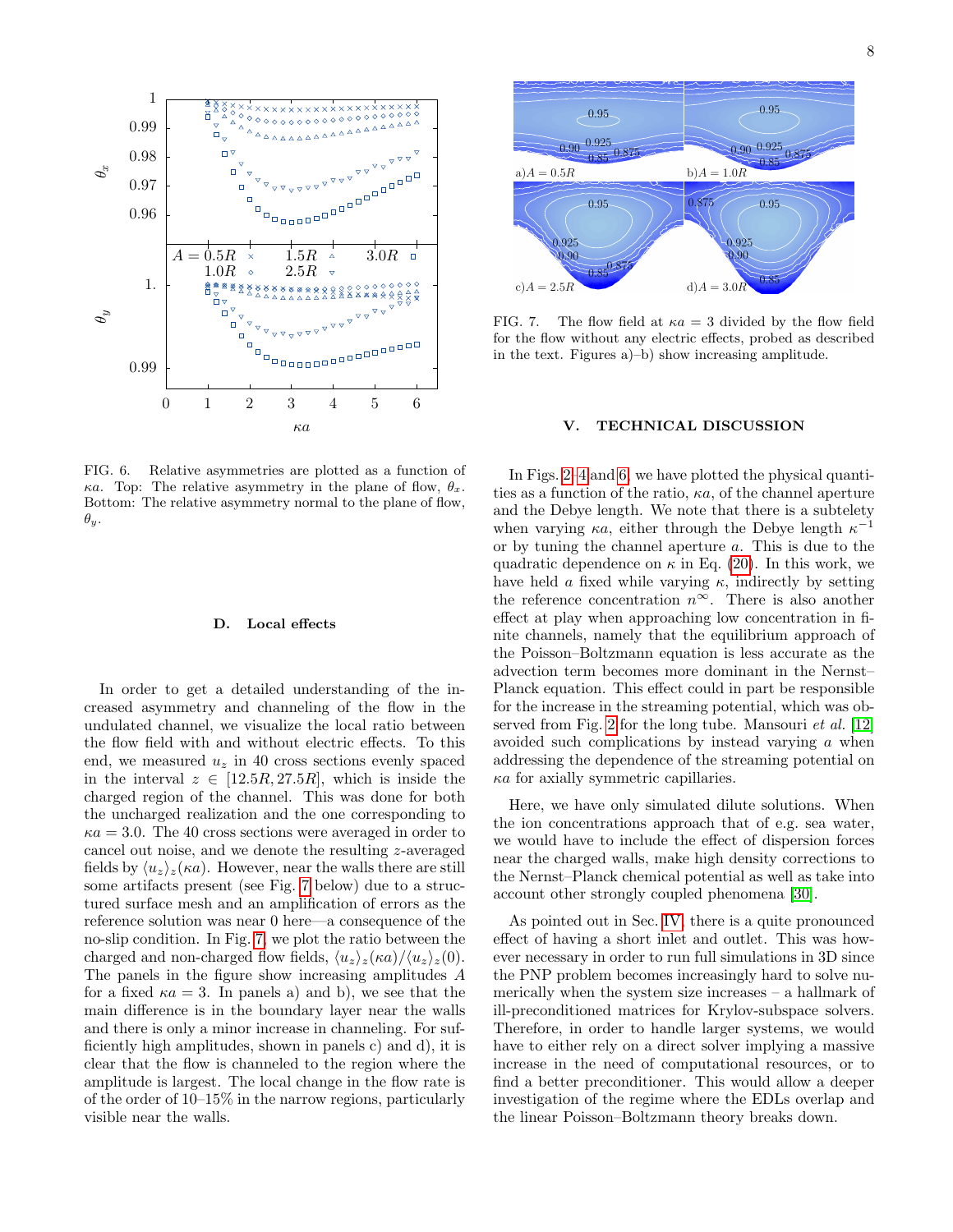FIG. 6. Relative asymmetries are plotted as a function of $\kappa a$. Top: The relative asymmetry in the plane of flow, $\theta_x$. Bottom: The relative asymmetry normal to the plane of flow, $\theta_y$.

### D. Local effects

In order to get a detailed understanding of the increased asymmetry and channeling of the flow in the undulated channel, we visualize the local ratio between the flow field with and without electric effects. To this end, we measured $u_z$ in 40 cross sections evenly spaced in the interval $z \in [12.5R, 27.5R]$, which is inside the charged region of the channel. This was done for both the uncharged realization and the one corresponding to $\kappa a = 3.0$. The 40 cross sections were averaged in order to cancel out noise, and we denote the resulting $z$-averaged fields by $\langle u_z \rangle_z(\kappa a)$. However, near the walls there are still some artifacts present (see Fig. 7 below) due to a structured surface mesh and an amplification of errors as the reference solution was near 0 here—a consequence of the no-slip condition. In Fig. 7, we plot the ratio between the charged and non-charged flow fields, $\langle u_z \rangle_z(\kappa a)/\langle u_z \rangle_z(0)$. The panels in the figure show increasing amplitudes $A$ for a fixed $\kappa a = 3$. In panels a) and b), we see that the main difference is in the boundary layer near the walls and there is only a minor increase in channeling. For sufficiently high amplitudes, shown in panels c) and d), it is clear that the flow is channeled to the region where the amplitude is largest. The local change in the flow rate is of the order of 10–15% in the narrow regions, particularly visible near the walls.

FIG. 7. The flow field at $\kappa a = 3$ divided by the flow field for the flow without any electric effects, probed as described in the text. Figures a)–b) show increasing amplitude.

## V. TECHNICAL DISCUSSION

In Figs. 2–4 and 6, we have plotted the physical quantities as a function of the ratio, $\kappa a$, of the channel aperture and the Debye length. We note that there is a subtelety when varying $\kappa a$, either through the Debye length $\kappa^{-1}$ or by tuning the channel aperture $a$. This is due to the quadratic dependence on $\kappa$ in Eq. (20). In this work, we have held $a$ fixed while varying $\kappa$, indirectly by setting the reference concentration $n^{\infty}$. There is also another effect at play when approaching low concentration in finite channels, namely that the equilibrium approach of the Poisson–Boltzmann equation is less accurate as the advection term becomes more dominant in the Nernst–Planck equation. This effect could in part be responsible for the increase in the streaming potential, which was observed from Fig. 2 for the long tube. Mansouri *et al.* [12] avoided such complications by instead varying $a$ when addressing the dependence of the streaming potential on $\kappa a$ for axially symmetric capillaries.

Here, we have only simulated dilute solutions. When the ion concentrations approach that of e.g. sea water, we would have to include the effect of dispersion forces near the charged walls, make high density corrections to the Nernst–Planck chemical potential as well as take into account other strongly coupled phenomena [30].

As pointed out in Sec. IV, there is a quite pronounced effect of having a short inlet and outlet. This was however necessary in order to run full simulations in 3D since the PNP problem becomes increasingly hard to solve numerically when the system size increases – a hallmark of ill-preconditioned matrices for Krylov-subspace solvers. Therefore, in order to handle larger systems, we would have to either rely on a direct solver implying a massive increase in the need of computational resources, or to find a better preconditioner. This would allow a deeper investigation of the regime where the EDLs overlap and the linear Poisson–Boltzmann theory breaks down.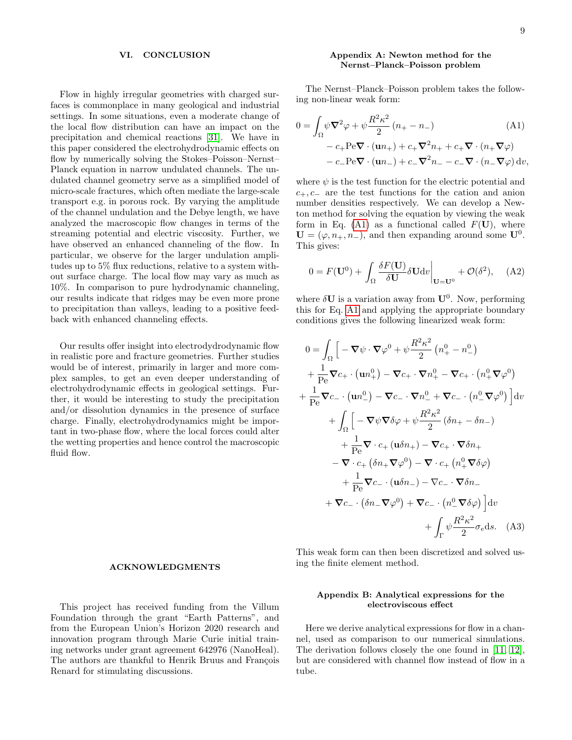## VI. CONCLUSION

Flow in highly irregular geometries with charged surfaces is commonplace in many geological and industrial settings. In some situations, even a moderate change of the local flow distribution can have an impact on the precipitation and chemical reactions [31]. We have in this paper considered the electrohydrodynamic effects on flow by numerically solving the Stokes–Poisson–Nernst–Planck equation in narrow undulated channels. The undulated channel geometry serve as a simplified model of micro-scale fractures, which often mediate the large-scale transport e.g. in porous rock. By varying the amplitude of the channel undulation and the Debye length, we have analyzed the macroscopic flow changes in terms of the streaming potential and electric viscosity. Further, we have observed an enhanced channeling of the flow. In particular, we observe for the larger undulation amplitudes up to 5% flux reductions, relative to a system without surface charge. The local flow may vary as much as 10%. In comparison to pure hydrodynamic channeling, our results indicate that ridges may be even more prone to precipitation than valleys, leading to a positive feedback with enhanced channeling effects.

Our results offer insight into electrodydrodynamic flow in realistic pore and fracture geometries. Further studies would be of interest, primarily in larger and more complex samples, to get an even deeper understanding of electrohydrodynamic effects in geological settings. Further, it would be interesting to study the precipitation and/or dissolution dynamics in the presence of surface charge. Finally, electrohydrodynamics might be important in two-phase flow, where the local forces could alter the wetting properties and hence control the macroscopic fluid flow.

## ACKNOWLEDGMENTS

This project has received funding from the Villum Foundation through the grant "Earth Patterns", and from the European Union's Horizon 2020 research and innovation program through Marie Curie initial training networks under grant agreement 642976 (NanoHeal). The authors are thankful to Henrik Bruus and François Renard for stimulating discussions.

## Appendix A: Newton method for the Nernst–Planck–Poisson problem

The Nernst–Planck–Poisson problem takes the following non-linear weak form:

$$
\begin{aligned}
0 = \int_\Omega & \psi \boldsymbol{\nabla}^2 \varphi + \psi \frac{R^2\kappa^2}{2}\left(n_+ - n_-\right) \\
& - c_+ \mathrm{Pe} \boldsymbol{\nabla} \cdot (\mathbf{u} n_+) + c_+ \boldsymbol{\nabla}^2 n_+ + c_+ \boldsymbol{\nabla} \cdot (n_+ \boldsymbol{\nabla}\varphi) \\
& - c_- \mathrm{Pe} \boldsymbol{\nabla} \cdot (\mathbf{u} n_-) + c_- \boldsymbol{\nabla}^2 n_- - c_- \boldsymbol{\nabla} \cdot (n_- \boldsymbol{\nabla}\varphi)\, \mathrm{d}v,
\end{aligned} \tag{A1}
$$

where $\psi$ is the test function for the electric potential and $c_+, c_-$ are the test functions for the cation and anion number densities respectively. We can develop a Newton method for solving the equation by viewing the weak form in Eq. (A1) as a functional called $F(\mathbf{U})$, where $\mathbf{U} = (\varphi, n_+, n_-)$, and then expanding around some $\mathbf{U}^0$. This gives:

$$
0 = F(\mathbf{U}^0) + \int_\Omega \frac{\delta F(\mathbf{U})}{\delta \mathbf{U}} \delta \mathbf{U} \mathrm{d}v \bigg|_{\mathbf{U}=\mathbf{U}^0} + \mathcal{O}(\delta^2), \tag{A2}
$$

where $\delta\mathbf{U}$ is a variation away from $\mathbf{U}^0$. Now, performing this for Eq. A1 and applying the appropriate boundary conditions gives the following linearized weak form:

$$
\begin{aligned}
0 = \int_\Omega \Big[ & - \boldsymbol{\nabla}\psi \cdot \boldsymbol{\nabla}\varphi^0 + \psi \frac{R^2\kappa^2}{2}\left(n_+^0 - n_-^0\right) \\
& + \frac{1}{\mathrm{Pe}} \boldsymbol{\nabla} c_+ \cdot \left(\mathbf{u} n_+^0\right) - \boldsymbol{\nabla} c_+ \cdot \boldsymbol{\nabla} n_+^0 - \boldsymbol{\nabla} c_+ \cdot \left(n_+^0 \boldsymbol{\nabla}\varphi^0\right) \\
& + \frac{1}{\mathrm{Pe}} \boldsymbol{\nabla} c_- \cdot \left(\mathbf{u} n_-^0\right) - \boldsymbol{\nabla} c_- \cdot \boldsymbol{\nabla} n_-^0 + \boldsymbol{\nabla} c_- \cdot \left(n_-^0 \boldsymbol{\nabla}\varphi^0\right) \Big] \mathrm{d}v \\
& + \int_\Omega \Big[ - \boldsymbol{\nabla}\psi \boldsymbol{\nabla}\delta\varphi + \psi \frac{R^2\kappa^2}{2}\left(\delta n_+ - \delta n_-\right) \\
& + \frac{1}{\mathrm{Pe}} \boldsymbol{\nabla} \cdot c_+ \left(\mathbf{u} \delta n_+\right) - \boldsymbol{\nabla} c_+ \cdot \boldsymbol{\nabla} \delta n_+ \\
& - \boldsymbol{\nabla} \cdot c_+ \left(\delta n_+ \boldsymbol{\nabla}\varphi^0\right) - \boldsymbol{\nabla} \cdot c_+ \left(n_+^0 \boldsymbol{\nabla}\delta\varphi\right) \\
& + \frac{1}{\mathrm{Pe}} \boldsymbol{\nabla} c_- \cdot \left(\mathbf{u} \delta n_-\right) - \nabla c_- \cdot \boldsymbol{\nabla} \delta n_- \\
& + \boldsymbol{\nabla} c_- \cdot \left(\delta n_- \boldsymbol{\nabla}\varphi^0\right) + \boldsymbol{\nabla} c_- \cdot \left(n_-^0 \boldsymbol{\nabla}\delta\varphi\right) \Big] \mathrm{d}v \\
& + \int_\Gamma \psi \frac{R^2\kappa^2}{2} \sigma_e \mathrm{d}s.
\end{aligned} \tag{A3}
$$

This weak form can then been discretized and solved using the finite element method.

## Appendix B: Analytical expressions for the electroviscous effect

Here we derive analytical expressions for flow in a channel, used as comparison to our numerical simulations. The derivation follows closely the one found in [11, 12], but are considered with channel flow instead of flow in a tube.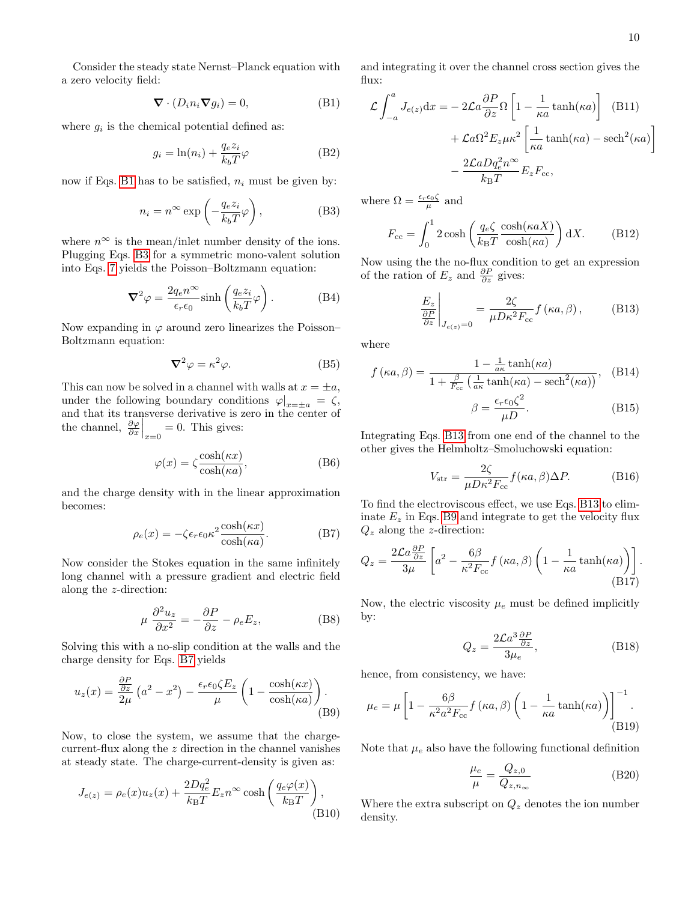Consider the steady state Nernst–Planck equation with a zero velocity field:

$$\boldsymbol{\nabla} \cdot (D_i n_i \boldsymbol{\nabla} g_i) = 0, \tag{B1}$$

where $g_i$ is the chemical potential defined as:

$$g_i = \ln(n_i) + \frac{q_e z_i}{k_b T}\varphi \tag{B2}$$

now if Eqs. B1 has to be satisfied, $n_i$ must be given by:

$$n_i = n^{\infty} \exp\left(-\frac{q_e z_i}{k_b T}\varphi\right), \tag{B3}$$

where $n^{\infty}$ is the mean/inlet number density of the ions. Plugging Eqs. B3 for a symmetric mono-valent solution into Eqs. 7 yields the Poisson–Boltzmann equation:

$$\boldsymbol{\nabla}^2 \varphi = \frac{2q_e n^{\infty}}{\epsilon_r \epsilon_0} \sinh\left(\frac{q_e z_i}{k_b T}\varphi\right). \tag{B4}$$

Now expanding in $\varphi$ around zero linearizes the Poisson–Boltzmann equation:

$$\boldsymbol{\nabla}^2 \varphi = \kappa^2 \varphi. \tag{B5}$$

This can now be solved in a channel with walls at $x = \pm a$, under the following boundary conditions $\varphi|_{x=\pm a} = \zeta$, and that its transverse derivative is zero in the center of the channel, $\left.\frac{\partial \varphi}{\partial x}\right|_{x=0} = 0$. This gives:

$$\varphi(x) = \zeta \frac{\cosh(\kappa x)}{\cosh(\kappa a)}, \tag{B6}$$

and the charge density with in the linear approximation becomes:

$$\rho_e(x) = -\zeta \epsilon_r \epsilon_0 \kappa^2 \frac{\cosh(\kappa x)}{\cosh(\kappa a)}. \tag{B7}$$

Now consider the Stokes equation in the same infinitely long channel with a pressure gradient and electric field along the $z$-direction:

$$\mu \frac{\partial^2 u_z}{\partial x^2} = -\frac{\partial P}{\partial z} - \rho_e E_z, \tag{B8}$$

Solving this with a no-slip condition at the walls and the charge density for Eqs. B7 yields

$$u_z(x) = \frac{\frac{\partial P}{\partial z}}{2\mu}\left(a^2 - x^2\right) - \frac{\epsilon_r \epsilon_0 \zeta E_z}{\mu}\left(1 - \frac{\cosh(\kappa x)}{\cosh(\kappa a)}\right). \tag{B9}$$

Now, to close the system, we assume that the charge-current-flux along the $z$ direction in the channel vanishes at steady state. The charge-current-density is given as:

$$J_{e(z)} = \rho_e(x) u_z(x) + \frac{2Dq_e^2}{k_{\mathrm{B}}T} E_z n^{\infty} \cosh\left(\frac{q_e \varphi(x)}{k_{\mathrm{B}}T}\right), \tag{B10}$$

and integrating it over the channel cross section gives the flux:

$$\begin{aligned}\mathcal{L}\int_{-a}^{a} J_{e(z)} \mathrm{d}x = &-2\mathcal{L}a\frac{\partial P}{\partial z}\Omega\left[1 - \frac{1}{\kappa a}\tanh(\kappa a)\right] \\ &+ \mathcal{L}a\Omega^2 E_z \mu \kappa^2\left[\frac{1}{\kappa a}\tanh(\kappa a) - \mathrm{sech}^2(\kappa a)\right] \\ &- \frac{2\mathcal{L}aDq_e^2 n^{\infty}}{k_{\mathrm{B}}T} E_z F_{\mathrm{cc}},\end{aligned} \tag{B11}$$

where $\Omega = \frac{\epsilon_r \epsilon_0 \zeta}{\mu}$ and

$$F_{\mathrm{cc}} = \int_0^1 2\cosh\left(\frac{q_e \zeta}{k_{\mathrm{B}}T}\frac{\cosh(\kappa a X)}{\cosh(\kappa a)}\right)\mathrm{d}X. \tag{B12}$$

Now using the the no-flux condition to get an expression of the ration of $E_z$ and $\frac{\partial P}{\partial z}$ gives:

$$\left.\frac{E_z}{\frac{\partial P}{\partial z}}\right|_{J_{e(z)}=0} = \frac{2\zeta}{\mu D \kappa^2 F_{\mathrm{cc}}} f(\kappa a, \beta), \tag{B13}$$

where

$$f(\kappa a, \beta) = \frac{1 - \frac{1}{a\kappa}\tanh(\kappa a)}{1 + \frac{\beta}{F_{\mathrm{cc}}}\left(\frac{1}{a\kappa}\tanh(\kappa a) - \mathrm{sech}^2(\kappa a)\right)}, \tag{B14}$$

$$\beta = \frac{\epsilon_r \epsilon_0 \zeta^2}{\mu D}. \tag{B15}$$

Integrating Eqs. B13 from one end of the channel to the other gives the Helmholtz–Smoluchowski equation:

$$V_{\mathrm{str}} = \frac{2\zeta}{\mu D \kappa^2 F_{\mathrm{cc}}} f(\kappa a, \beta)\Delta P. \tag{B16}$$

To find the electroviscous effect, we use Eqs. B13 to eliminate $E_z$ in Eqs. B9 and integrate to get the velocity flux $Q_z$ along the $z$-direction:

$$Q_z = \frac{2\mathcal{L}a\frac{\partial P}{\partial z}}{3\mu}\left[a^2 - \frac{6\beta}{\kappa^2 F_{\mathrm{cc}}} f(\kappa a, \beta)\left(1 - \frac{1}{\kappa a}\tanh(\kappa a)\right)\right]. \tag{B17}$$

Now, the electric viscosity $\mu_e$ must be defined implicitly by:

$$Q_z = \frac{2\mathcal{L}a^3\frac{\partial P}{\partial z}}{3\mu_e}, \tag{B18}$$

hence, from consistency, we have:

$$\mu_e = \mu\left[1 - \frac{6\beta}{\kappa^2 a^2 F_{\mathrm{cc}}} f(\kappa a, \beta)\left(1 - \frac{1}{\kappa a}\tanh(\kappa a)\right)\right]^{-1}. \tag{B19}$$

Note that $\mu_e$ also have the following functional definition

$$\frac{\mu_e}{\mu} = \frac{Q_{z,0}}{Q_{z,n_\infty}} \tag{B20}$$

Where the extra subscript on $Q_z$ denotes the ion number density.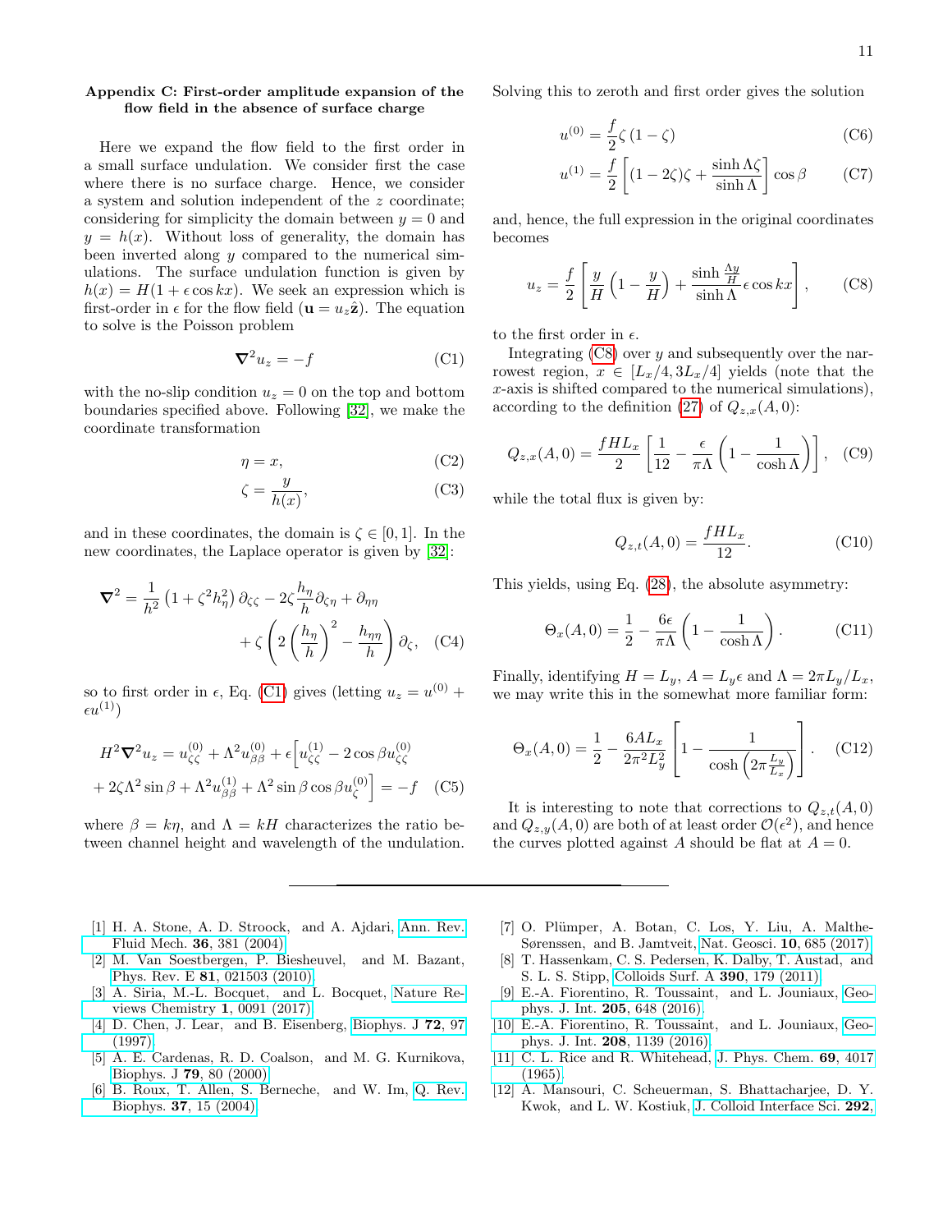### Appendix C: First-order amplitude expansion of the flow field in the absence of surface charge

Here we expand the flow field to the first order in a small surface undulation. We consider first the case where there is no surface charge. Hence, we consider a system and solution independent of the $z$ coordinate; considering for simplicity the domain between $y = 0$ and $y = h(x)$. Without loss of generality, the domain has been inverted along $y$ compared to the numerical simulations. The surface undulation function is given by $h(x) = H(1 + \epsilon \cos kx)$. We seek an expression which is first-order in $\epsilon$ for the flow field ($\mathbf{u} = u_z \hat{\mathbf{z}}$). The equation to solve is the Poisson problem

$$\nabla^2 u_z = -f \tag{C1}$$

with the no-slip condition $u_z = 0$ on the top and bottom boundaries specified above. Following [32], we make the coordinate transformation

$$\eta = x, \tag{C2}$$

$$\zeta = \frac{y}{h(x)}, \tag{C3}$$

and in these coordinates, the domain is $\zeta \in [0, 1]$. In the new coordinates, the Laplace operator is given by [32]:

$$\nabla^2 = \frac{1}{h^2}\left(1 + \zeta^2 h_\eta^2\right)\partial_{\zeta\zeta} - 2\zeta\frac{h_\eta}{h}\partial_{\zeta\eta} + \partial_{\eta\eta} + \zeta\left(2\left(\frac{h_\eta}{h}\right)^2 - \frac{h_{\eta\eta}}{h}\right)\partial_\zeta, \tag{C4}$$

so to first order in $\epsilon$, Eq. (C1) gives (letting $u_z = u^{(0)} + \epsilon u^{(1)}$)

$$H^2\nabla^2 u_z = u^{(0)}_{\zeta\zeta} + \Lambda^2 u^{(0)}_{\beta\beta} + \epsilon\Big[u^{(1)}_{\zeta\zeta} - 2\cos\beta\, u^{(0)}_{\zeta\zeta} + 2\zeta\Lambda^2 \sin\beta + \Lambda^2 u^{(1)}_{\beta\beta} + \Lambda^2 \sin\beta\cos\beta\, u^{(0)}_\zeta\Big] = -f \tag{C5}$$

where $\beta = k\eta$, and $\Lambda = kH$ characterizes the ratio between channel height and wavelength of the undulation.

Solving this to zeroth and first order gives the solution

$$u^{(0)} = \frac{f}{2}\zeta\left(1 - \zeta\right) \tag{C6}$$

$$u^{(1)} = \frac{f}{2}\left[(1 - 2\zeta)\zeta + \frac{\sinh\Lambda\zeta}{\sinh\Lambda}\right]\cos\beta \tag{C7}$$

and, hence, the full expression in the original coordinates becomes

$$u_z = \frac{f}{2}\left[\frac{y}{H}\left(1 - \frac{y}{H}\right) + \frac{\sinh\frac{\Lambda y}{H}}{\sinh\Lambda}\epsilon\cos kx\right], \tag{C8}$$

to the first order in $\epsilon$.

Integrating (C8) over $y$ and subsequently over the narrowest region, $x \in [L_x/4, 3L_x/4]$ yields (note that the $x$-axis is shifted compared to the numerical simulations), according to the definition (27) of $Q_{z,x}(A, 0)$:

$$Q_{z,x}(A, 0) = \frac{fHL_x}{2}\left[\frac{1}{12} - \frac{\epsilon}{\pi\Lambda}\left(1 - \frac{1}{\cosh\Lambda}\right)\right], \tag{C9}$$

while the total flux is given by:

$$Q_{z,t}(A, 0) = \frac{fHL_x}{12}. \tag{C10}$$

This yields, using Eq. (28), the absolute asymmetry:

$$\Theta_x(A, 0) = \frac{1}{2} - \frac{6\epsilon}{\pi\Lambda}\left(1 - \frac{1}{\cosh\Lambda}\right). \tag{C11}$$

Finally, identifying $H = L_y$, $A = L_y\epsilon$ and $\Lambda = 2\pi L_y/L_x$, we may write this in the somewhat more familiar form:

$$\Theta_x(A, 0) = \frac{1}{2} - \frac{6AL_x}{2\pi^2 L_y^2}\left[1 - \frac{1}{\cosh\left(2\pi\frac{L_y}{L_x}\right)}\right]. \tag{C12}$$

It is interesting to note that corrections to $Q_{z,t}(A, 0)$ and $Q_{z,y}(A, 0)$ are both of at least order $\mathcal{O}(\epsilon^2)$, and hence the curves plotted against $A$ should be flat at $A = 0$.

---

[1] H. A. Stone, A. D. Stroock, and A. Ajdari, Ann. Rev. Fluid Mech. **36**, 381 (2004).

[2] M. Van Soestbergen, P. Biesheuvel, and M. Bazant, Phys. Rev. E **81**, 021503 (2010).

[3] A. Siria, M.-L. Bocquet, and L. Bocquet, Nature Reviews Chemistry **1**, 0091 (2017).

[4] D. Chen, J. Lear, and B. Eisenberg, Biophys. J **72**, 97 (1997).

[5] A. E. Cardenas, R. D. Coalson, and M. G. Kurnikova, Biophys. J **79**, 80 (2000).

[6] B. Roux, T. Allen, S. Berneche, and W. Im, Q. Rev. Biophys. **37**, 15 (2004).

[7] O. Plümper, A. Botan, C. Los, Y. Liu, A. Malthe-Sørenssen, and B. Jamtveit, Nat. Geosci. **10**, 685 (2017).

[8] T. Hassenkam, C. S. Pedersen, K. Dalby, T. Austad, and S. L. S. Stipp, Colloids Surf. A **390**, 179 (2011).

[9] E.-A. Fiorentino, R. Toussaint, and L. Jouniaux, Geophys. J. Int. **205**, 648 (2016).

[10] E.-A. Fiorentino, R. Toussaint, and L. Jouniaux, Geophys. J. Int. **208**, 1139 (2016).

[11] C. L. Rice and R. Whitehead, J. Phys. Chem. **69**, 4017 (1965).

[12] A. Mansouri, C. Scheuerman, S. Bhattacharjee, D. Y. Kwok, and L. W. Kostiuk, J. Colloid Interface Sci. **292**,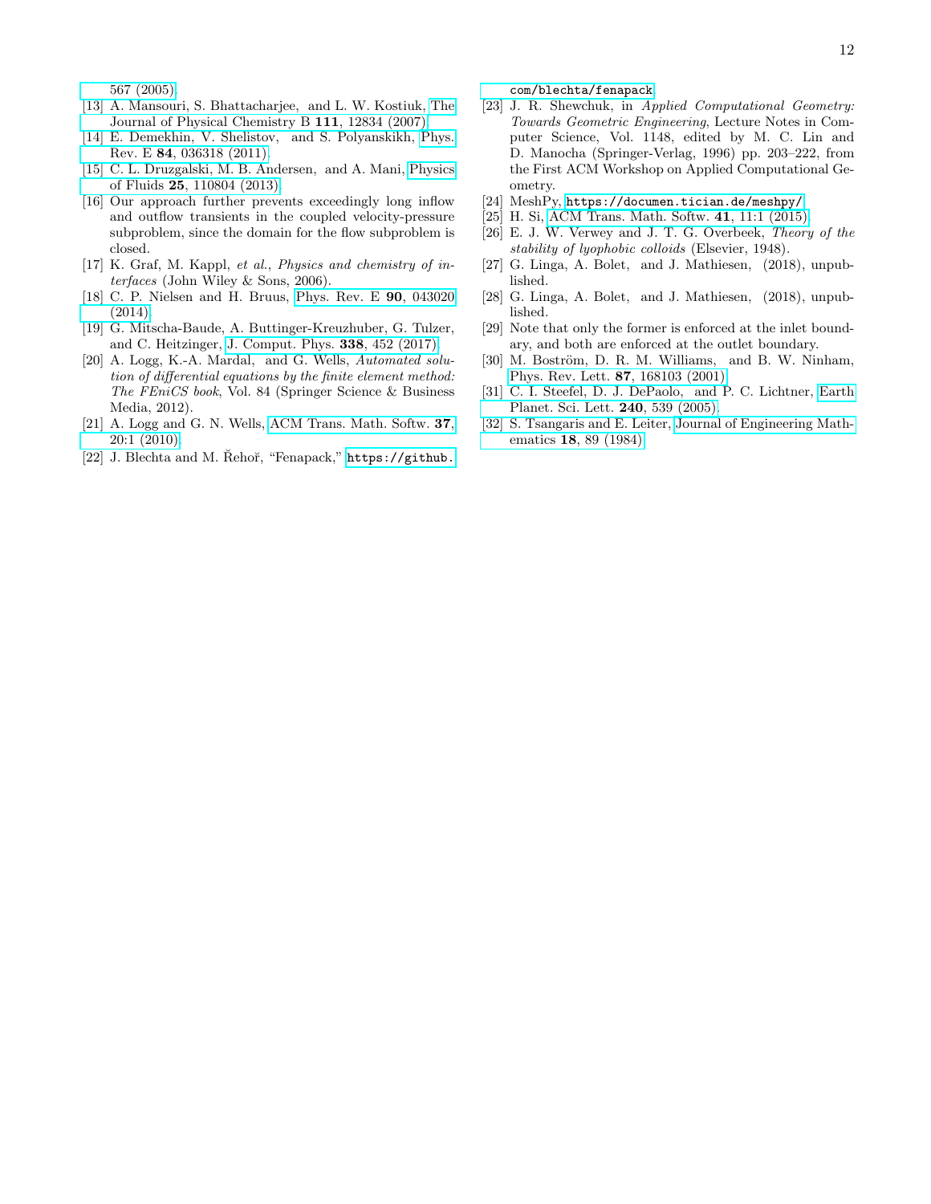567 (2005).

[13] A. Mansouri, S. Bhattacharjee, and L. W. Kostiuk, The Journal of Physical Chemistry B **111**, 12834 (2007).

[14] E. Demekhin, V. Shelistov, and S. Polyanskikh, Phys. Rev. E **84**, 036318 (2011).

[15] C. L. Druzgalski, M. B. Andersen, and A. Mani, Physics of Fluids **25**, 110804 (2013).

[16] Our approach further prevents exceedingly long inflow and outflow transients in the coupled velocity-pressure subproblem, since the domain for the flow subproblem is closed.

[17] K. Graf, M. Kappl, *et al.*, *Physics and chemistry of interfaces* (John Wiley & Sons, 2006).

[18] C. P. Nielsen and H. Bruus, Phys. Rev. E **90**, 043020 (2014).

[19] G. Mitscha-Baude, A. Buttinger-Kreuzhuber, G. Tulzer, and C. Heitzinger, J. Comput. Phys. **338**, 452 (2017).

[20] A. Logg, K.-A. Mardal, and G. Wells, *Automated solution of differential equations by the finite element method: The FEniCS book*, Vol. 84 (Springer Science & Business Media, 2012).

[21] A. Logg and G. N. Wells, ACM Trans. Math. Softw. **37**, 20:1 (2010).

[22] J. Blechta and M. Řehoř, "Fenapack," `https://github.com/blechta/fenapack`.

[23] J. R. Shewchuk, in *Applied Computational Geometry: Towards Geometric Engineering*, Lecture Notes in Computer Science, Vol. 1148, edited by M. C. Lin and D. Manocha (Springer-Verlag, 1996) pp. 203–222, from the First ACM Workshop on Applied Computational Geometry.

[24] MeshPy, `https://documen.tician.de/meshpy/`.

[25] H. Si, ACM Trans. Math. Softw. **41**, 11:1 (2015).

[26] E. J. W. Verwey and J. T. G. Overbeek, *Theory of the stability of lyophobic colloids* (Elsevier, 1948).

[27] G. Linga, A. Bolet, and J. Mathiesen, (2018), unpublished.

[28] G. Linga, A. Bolet, and J. Mathiesen, (2018), unpublished.

[29] Note that only the former is enforced at the inlet boundary, and both are enforced at the outlet boundary.

[30] M. Boström, D. R. M. Williams, and B. W. Ninham, Phys. Rev. Lett. **87**, 168103 (2001).

[31] C. I. Steefel, D. J. DePaolo, and P. C. Lichtner, Earth Planet. Sci. Lett. **240**, 539 (2005).

[32] S. Tsangaris and E. Leiter, Journal of Engineering Mathematics **18**, 89 (1984).